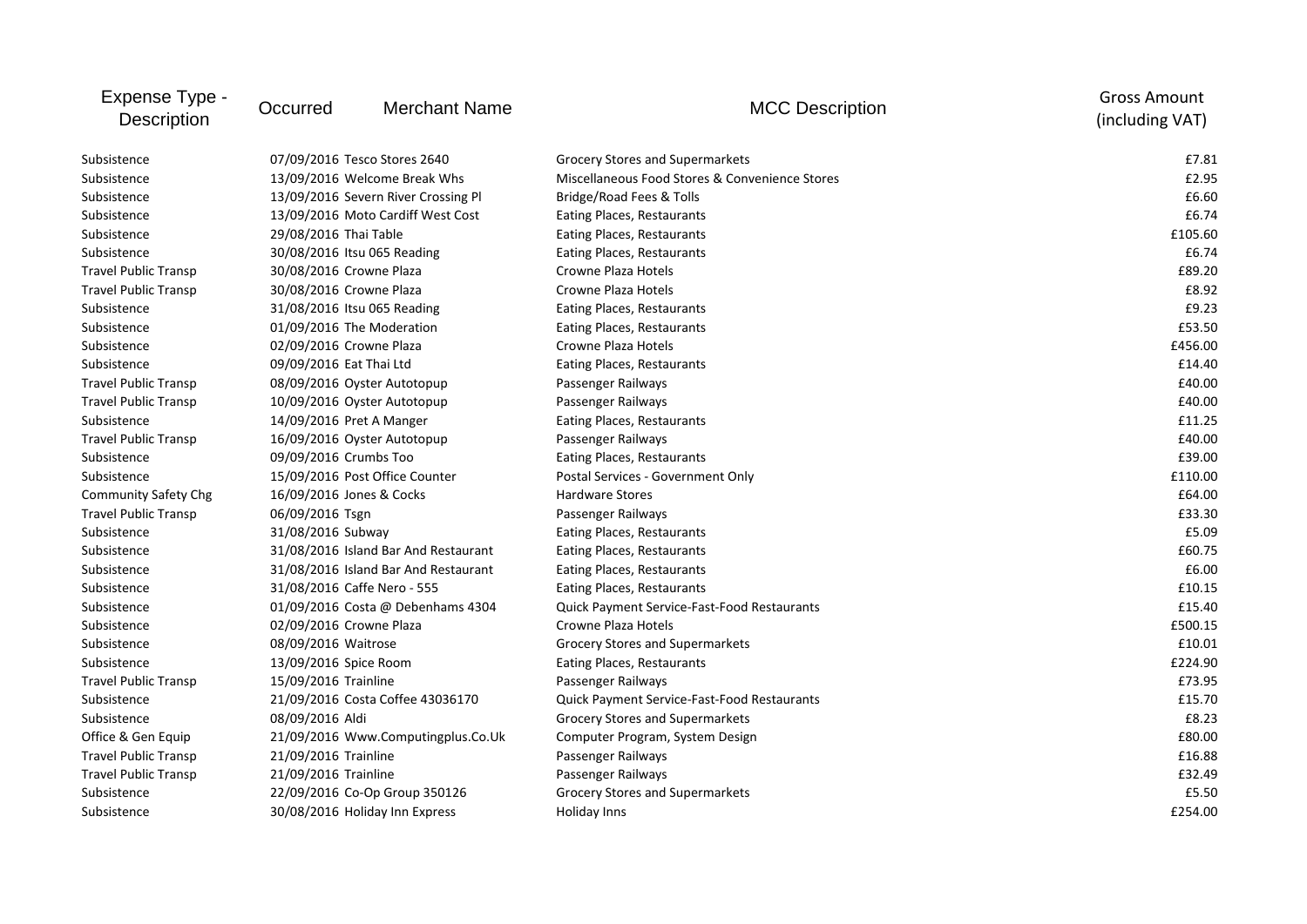| Expense Type - Description | Occurred | Merchant Name | MCC Description | Gross Amount (including VAT) |
|---|---|---|---|---|
| Subsistence | 07/09/2016 | Tesco Stores 2640 | Grocery Stores and Supermarkets | £7.81 |
| Subsistence | 13/09/2016 | Welcome Break Whs | Miscellaneous Food Stores & Convenience Stores | £2.95 |
| Subsistence | 13/09/2016 | Severn River Crossing Pl | Bridge/Road Fees & Tolls | £6.60 |
| Subsistence | 13/09/2016 | Moto Cardiff West Cost | Eating Places, Restaurants | £6.74 |
| Subsistence | 29/08/2016 | Thai Table | Eating Places, Restaurants | £105.60 |
| Subsistence | 30/08/2016 | Itsu 065 Reading | Eating Places, Restaurants | £6.74 |
| Travel Public Transp | 30/08/2016 | Crowne Plaza | Crowne Plaza Hotels | £89.20 |
| Travel Public Transp | 30/08/2016 | Crowne Plaza | Crowne Plaza Hotels | £8.92 |
| Subsistence | 31/08/2016 | Itsu 065 Reading | Eating Places, Restaurants | £9.23 |
| Subsistence | 01/09/2016 | The Moderation | Eating Places, Restaurants | £53.50 |
| Subsistence | 02/09/2016 | Crowne Plaza | Crowne Plaza Hotels | £456.00 |
| Subsistence | 09/09/2016 | Eat Thai Ltd | Eating Places, Restaurants | £14.40 |
| Travel Public Transp | 08/09/2016 | Oyster Autotopup | Passenger Railways | £40.00 |
| Travel Public Transp | 10/09/2016 | Oyster Autotopup | Passenger Railways | £40.00 |
| Subsistence | 14/09/2016 | Pret A Manger | Eating Places, Restaurants | £11.25 |
| Travel Public Transp | 16/09/2016 | Oyster Autotopup | Passenger Railways | £40.00 |
| Subsistence | 09/09/2016 | Crumbs Too | Eating Places, Restaurants | £39.00 |
| Subsistence | 15/09/2016 | Post Office Counter | Postal Services - Government Only | £110.00 |
| Community Safety Chg | 16/09/2016 | Jones & Cocks | Hardware Stores | £64.00 |
| Travel Public Transp | 06/09/2016 | Tsgn | Passenger Railways | £33.30 |
| Subsistence | 31/08/2016 | Subway | Eating Places, Restaurants | £5.09 |
| Subsistence | 31/08/2016 | Island Bar And Restaurant | Eating Places, Restaurants | £60.75 |
| Subsistence | 31/08/2016 | Island Bar And Restaurant | Eating Places, Restaurants | £6.00 |
| Subsistence | 31/08/2016 | Caffe Nero - 555 | Eating Places, Restaurants | £10.15 |
| Subsistence | 01/09/2016 | Costa @ Debenhams 4304 | Quick Payment Service-Fast-Food Restaurants | £15.40 |
| Subsistence | 02/09/2016 | Crowne Plaza | Crowne Plaza Hotels | £500.15 |
| Subsistence | 08/09/2016 | Waitrose | Grocery Stores and Supermarkets | £10.01 |
| Subsistence | 13/09/2016 | Spice Room | Eating Places, Restaurants | £224.90 |
| Travel Public Transp | 15/09/2016 | Trainline | Passenger Railways | £73.95 |
| Subsistence | 21/09/2016 | Costa Coffee 43036170 | Quick Payment Service-Fast-Food Restaurants | £15.70 |
| Subsistence | 08/09/2016 | Aldi | Grocery Stores and Supermarkets | £8.23 |
| Office & Gen Equip | 21/09/2016 | Www.Computingplus.Co.Uk | Computer Program, System Design | £80.00 |
| Travel Public Transp | 21/09/2016 | Trainline | Passenger Railways | £16.88 |
| Travel Public Transp | 21/09/2016 | Trainline | Passenger Railways | £32.49 |
| Subsistence | 22/09/2016 | Co-Op Group 350126 | Grocery Stores and Supermarkets | £5.50 |
| Subsistence | 30/08/2016 | Holiday Inn Express | Holiday Inns | £254.00 |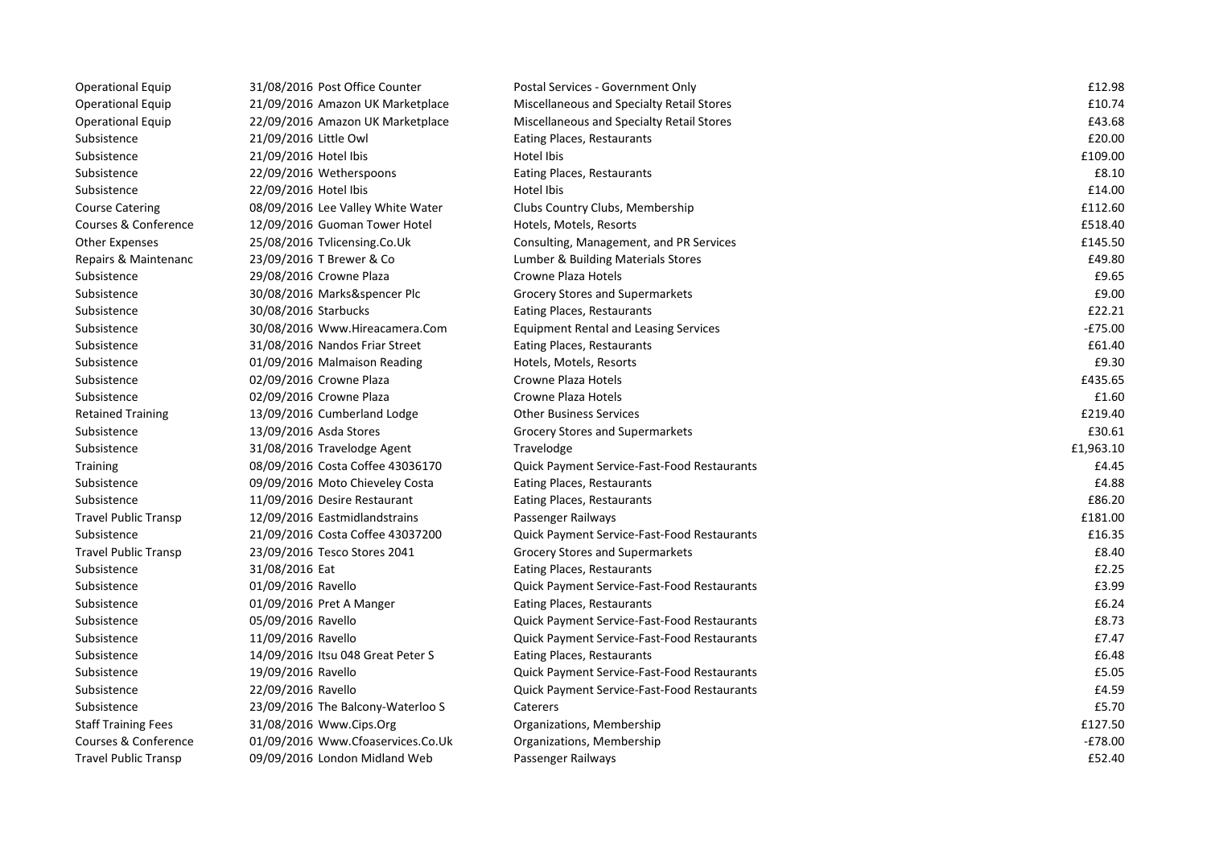| | | | | |
|---|---|---|---|---|
| Operational Equip | 31/08/2016 | Post Office Counter | Postal Services - Government Only | £12.98 |
| Operational Equip | 21/09/2016 | Amazon UK Marketplace | Miscellaneous and Specialty Retail Stores | £10.74 |
| Operational Equip | 22/09/2016 | Amazon UK Marketplace | Miscellaneous and Specialty Retail Stores | £43.68 |
| Subsistence | 21/09/2016 | Little Owl | Eating Places, Restaurants | £20.00 |
| Subsistence | 21/09/2016 | Hotel Ibis | Hotel Ibis | £109.00 |
| Subsistence | 22/09/2016 | Wetherspoons | Eating Places, Restaurants | £8.10 |
| Subsistence | 22/09/2016 | Hotel Ibis | Hotel Ibis | £14.00 |
| Course Catering | 08/09/2016 | Lee Valley White Water | Clubs Country Clubs, Membership | £112.60 |
| Courses & Conference | 12/09/2016 | Guoman Tower Hotel | Hotels, Motels, Resorts | £518.40 |
| Other Expenses | 25/08/2016 | Tvlicensing.Co.Uk | Consulting, Management, and PR Services | £145.50 |
| Repairs & Maintenanc | 23/09/2016 | T Brewer & Co | Lumber & Building Materials Stores | £49.80 |
| Subsistence | 29/08/2016 | Crowne Plaza | Crowne Plaza Hotels | £9.65 |
| Subsistence | 30/08/2016 | Marks&spencer Plc | Grocery Stores and Supermarkets | £9.00 |
| Subsistence | 30/08/2016 | Starbucks | Eating Places, Restaurants | £22.21 |
| Subsistence | 30/08/2016 | Www.Hireacamera.Com | Equipment Rental and Leasing Services | -£75.00 |
| Subsistence | 31/08/2016 | Nandos Friar Street | Eating Places, Restaurants | £61.40 |
| Subsistence | 01/09/2016 | Malmaison Reading | Hotels, Motels, Resorts | £9.30 |
| Subsistence | 02/09/2016 | Crowne Plaza | Crowne Plaza Hotels | £435.65 |
| Subsistence | 02/09/2016 | Crowne Plaza | Crowne Plaza Hotels | £1.60 |
| Retained Training | 13/09/2016 | Cumberland Lodge | Other Business Services | £219.40 |
| Subsistence | 13/09/2016 | Asda Stores | Grocery Stores and Supermarkets | £30.61 |
| Subsistence | 31/08/2016 | Travelodge Agent | Travelodge | £1,963.10 |
| Training | 08/09/2016 | Costa Coffee 43036170 | Quick Payment Service-Fast-Food Restaurants | £4.45 |
| Subsistence | 09/09/2016 | Moto Chieveley Costa | Eating Places, Restaurants | £4.88 |
| Subsistence | 11/09/2016 | Desire Restaurant | Eating Places, Restaurants | £86.20 |
| Travel Public Transp | 12/09/2016 | Eastmidlandstrains | Passenger Railways | £181.00 |
| Subsistence | 21/09/2016 | Costa Coffee 43037200 | Quick Payment Service-Fast-Food Restaurants | £16.35 |
| Travel Public Transp | 23/09/2016 | Tesco Stores 2041 | Grocery Stores and Supermarkets | £8.40 |
| Subsistence | 31/08/2016 | Eat | Eating Places, Restaurants | £2.25 |
| Subsistence | 01/09/2016 | Ravello | Quick Payment Service-Fast-Food Restaurants | £3.99 |
| Subsistence | 01/09/2016 | Pret A Manger | Eating Places, Restaurants | £6.24 |
| Subsistence | 05/09/2016 | Ravello | Quick Payment Service-Fast-Food Restaurants | £8.73 |
| Subsistence | 11/09/2016 | Ravello | Quick Payment Service-Fast-Food Restaurants | £7.47 |
| Subsistence | 14/09/2016 | Itsu 048 Great Peter S | Eating Places, Restaurants | £6.48 |
| Subsistence | 19/09/2016 | Ravello | Quick Payment Service-Fast-Food Restaurants | £5.05 |
| Subsistence | 22/09/2016 | Ravello | Quick Payment Service-Fast-Food Restaurants | £4.59 |
| Subsistence | 23/09/2016 | The Balcony-Waterloo S | Caterers | £5.70 |
| Staff Training Fees | 31/08/2016 | Www.Cips.Org | Organizations, Membership | £127.50 |
| Courses & Conference | 01/09/2016 | Www.Cfoaservices.Co.Uk | Organizations, Membership | -£78.00 |
| Travel Public Transp | 09/09/2016 | London Midland Web | Passenger Railways | £52.40 |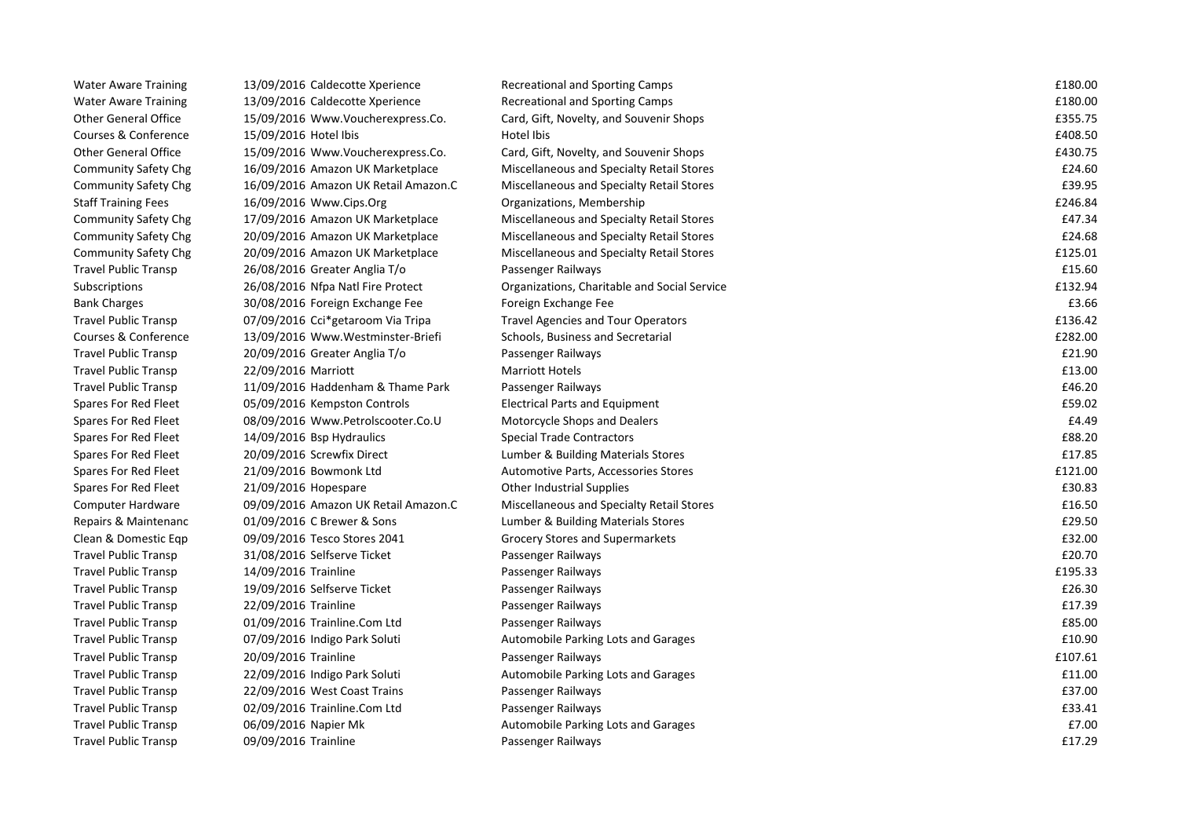| | | | | |
|---|---|---|---|---|
| Water Aware Training | 13/09/2016 | Caldecotte Xperience | Recreational and Sporting Camps | £180.00 |
| Water Aware Training | 13/09/2016 | Caldecotte Xperience | Recreational and Sporting Camps | £180.00 |
| Other General Office | 15/09/2016 | Www.Voucherexpress.Co. | Card, Gift, Novelty, and Souvenir Shops | £355.75 |
| Courses & Conference | 15/09/2016 | Hotel Ibis | Hotel Ibis | £408.50 |
| Other General Office | 15/09/2016 | Www.Voucherexpress.Co. | Card, Gift, Novelty, and Souvenir Shops | £430.75 |
| Community Safety Chg | 16/09/2016 | Amazon UK Marketplace | Miscellaneous and Specialty Retail Stores | £24.60 |
| Community Safety Chg | 16/09/2016 | Amazon UK Retail Amazon.C | Miscellaneous and Specialty Retail Stores | £39.95 |
| Staff Training Fees | 16/09/2016 | Www.Cips.Org | Organizations, Membership | £246.84 |
| Community Safety Chg | 17/09/2016 | Amazon UK Marketplace | Miscellaneous and Specialty Retail Stores | £47.34 |
| Community Safety Chg | 20/09/2016 | Amazon UK Marketplace | Miscellaneous and Specialty Retail Stores | £24.68 |
| Community Safety Chg | 20/09/2016 | Amazon UK Marketplace | Miscellaneous and Specialty Retail Stores | £125.01 |
| Travel Public Transp | 26/08/2016 | Greater Anglia T/o | Passenger Railways | £15.60 |
| Subscriptions | 26/08/2016 | Nfpa Natl Fire Protect | Organizations, Charitable and Social Service | £132.94 |
| Bank Charges | 30/08/2016 | Foreign Exchange Fee | Foreign Exchange Fee | £3.66 |
| Travel Public Transp | 07/09/2016 | Cci*getaroom Via Tripa | Travel Agencies and Tour Operators | £136.42 |
| Courses & Conference | 13/09/2016 | Www.Westminster-Briefi | Schools, Business and Secretarial | £282.00 |
| Travel Public Transp | 20/09/2016 | Greater Anglia T/o | Passenger Railways | £21.90 |
| Travel Public Transp | 22/09/2016 | Marriott | Marriott Hotels | £13.00 |
| Travel Public Transp | 11/09/2016 | Haddenham & Thame Park | Passenger Railways | £46.20 |
| Spares For Red Fleet | 05/09/2016 | Kempston Controls | Electrical Parts and Equipment | £59.02 |
| Spares For Red Fleet | 08/09/2016 | Www.Petrolscooter.Co.U | Motorcycle Shops and Dealers | £4.49 |
| Spares For Red Fleet | 14/09/2016 | Bsp Hydraulics | Special Trade Contractors | £88.20 |
| Spares For Red Fleet | 20/09/2016 | Screwfix Direct | Lumber & Building Materials Stores | £17.85 |
| Spares For Red Fleet | 21/09/2016 | Bowmonk Ltd | Automotive Parts, Accessories Stores | £121.00 |
| Spares For Red Fleet | 21/09/2016 | Hopespare | Other Industrial Supplies | £30.83 |
| Computer Hardware | 09/09/2016 | Amazon UK Retail Amazon.C | Miscellaneous and Specialty Retail Stores | £16.50 |
| Repairs & Maintenanc | 01/09/2016 | C Brewer & Sons | Lumber & Building Materials Stores | £29.50 |
| Clean & Domestic Eqp | 09/09/2016 | Tesco Stores 2041 | Grocery Stores and Supermarkets | £32.00 |
| Travel Public Transp | 31/08/2016 | Selfserve Ticket | Passenger Railways | £20.70 |
| Travel Public Transp | 14/09/2016 | Trainline | Passenger Railways | £195.33 |
| Travel Public Transp | 19/09/2016 | Selfserve Ticket | Passenger Railways | £26.30 |
| Travel Public Transp | 22/09/2016 | Trainline | Passenger Railways | £17.39 |
| Travel Public Transp | 01/09/2016 | Trainline.Com Ltd | Passenger Railways | £85.00 |
| Travel Public Transp | 07/09/2016 | Indigo Park Soluti | Automobile Parking Lots and Garages | £10.90 |
| Travel Public Transp | 20/09/2016 | Trainline | Passenger Railways | £107.61 |
| Travel Public Transp | 22/09/2016 | Indigo Park Soluti | Automobile Parking Lots and Garages | £11.00 |
| Travel Public Transp | 22/09/2016 | West Coast Trains | Passenger Railways | £37.00 |
| Travel Public Transp | 02/09/2016 | Trainline.Com Ltd | Passenger Railways | £33.41 |
| Travel Public Transp | 06/09/2016 | Napier Mk | Automobile Parking Lots and Garages | £7.00 |
| Travel Public Transp | 09/09/2016 | Trainline | Passenger Railways | £17.29 |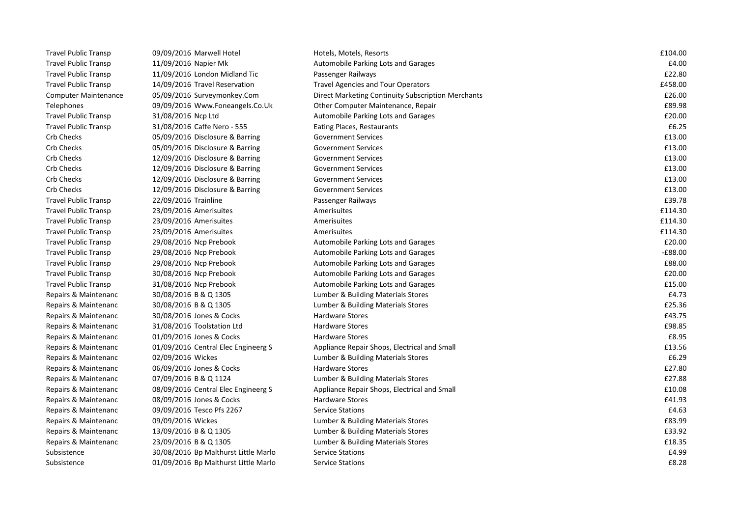| | | | | |
|---|---|---|---|---|
| Travel Public Transp | 09/09/2016 | Marwell Hotel | Hotels, Motels, Resorts | £104.00 |
| Travel Public Transp | 11/09/2016 | Napier Mk | Automobile Parking Lots and Garages | £4.00 |
| Travel Public Transp | 11/09/2016 | London Midland Tic | Passenger Railways | £22.80 |
| Travel Public Transp | 14/09/2016 | Travel Reservation | Travel Agencies and Tour Operators | £458.00 |
| Computer Maintenance | 05/09/2016 | Surveymonkey.Com | Direct Marketing Continuity Subscription Merchants | £26.00 |
| Telephones | 09/09/2016 | Www.Foneangels.Co.Uk | Other Computer Maintenance, Repair | £89.98 |
| Travel Public Transp | 31/08/2016 | Ncp Ltd | Automobile Parking Lots and Garages | £20.00 |
| Travel Public Transp | 31/08/2016 | Caffe Nero - 555 | Eating Places, Restaurants | £6.25 |
| Crb Checks | 05/09/2016 | Disclosure & Barring | Government Services | £13.00 |
| Crb Checks | 05/09/2016 | Disclosure & Barring | Government Services | £13.00 |
| Crb Checks | 12/09/2016 | Disclosure & Barring | Government Services | £13.00 |
| Crb Checks | 12/09/2016 | Disclosure & Barring | Government Services | £13.00 |
| Crb Checks | 12/09/2016 | Disclosure & Barring | Government Services | £13.00 |
| Crb Checks | 12/09/2016 | Disclosure & Barring | Government Services | £13.00 |
| Travel Public Transp | 22/09/2016 | Trainline | Passenger Railways | £39.78 |
| Travel Public Transp | 23/09/2016 | Amerisuites | Amerisuites | £114.30 |
| Travel Public Transp | 23/09/2016 | Amerisuites | Amerisuites | £114.30 |
| Travel Public Transp | 23/09/2016 | Amerisuites | Amerisuites | £114.30 |
| Travel Public Transp | 29/08/2016 | Ncp Prebook | Automobile Parking Lots and Garages | £20.00 |
| Travel Public Transp | 29/08/2016 | Ncp Prebook | Automobile Parking Lots and Garages | -£88.00 |
| Travel Public Transp | 29/08/2016 | Ncp Prebook | Automobile Parking Lots and Garages | £88.00 |
| Travel Public Transp | 30/08/2016 | Ncp Prebook | Automobile Parking Lots and Garages | £20.00 |
| Travel Public Transp | 31/08/2016 | Ncp Prebook | Automobile Parking Lots and Garages | £15.00 |
| Repairs & Maintenanc | 30/08/2016 | B & Q 1305 | Lumber & Building Materials Stores | £4.73 |
| Repairs & Maintenanc | 30/08/2016 | B & Q 1305 | Lumber & Building Materials Stores | £25.36 |
| Repairs & Maintenanc | 30/08/2016 | Jones & Cocks | Hardware Stores | £43.75 |
| Repairs & Maintenanc | 31/08/2016 | Toolstation Ltd | Hardware Stores | £98.85 |
| Repairs & Maintenanc | 01/09/2016 | Jones & Cocks | Hardware Stores | £8.95 |
| Repairs & Maintenanc | 01/09/2016 | Central Elec Engineerg S | Appliance Repair Shops, Electrical and Small | £13.56 |
| Repairs & Maintenanc | 02/09/2016 | Wickes | Lumber & Building Materials Stores | £6.29 |
| Repairs & Maintenanc | 06/09/2016 | Jones & Cocks | Hardware Stores | £27.80 |
| Repairs & Maintenanc | 07/09/2016 | B & Q 1124 | Lumber & Building Materials Stores | £27.88 |
| Repairs & Maintenanc | 08/09/2016 | Central Elec Engineerg S | Appliance Repair Shops, Electrical and Small | £10.08 |
| Repairs & Maintenanc | 08/09/2016 | Jones & Cocks | Hardware Stores | £41.93 |
| Repairs & Maintenanc | 09/09/2016 | Tesco Pfs 2267 | Service Stations | £4.63 |
| Repairs & Maintenanc | 09/09/2016 | Wickes | Lumber & Building Materials Stores | £83.99 |
| Repairs & Maintenanc | 13/09/2016 | B & Q 1305 | Lumber & Building Materials Stores | £33.92 |
| Repairs & Maintenanc | 23/09/2016 | B & Q 1305 | Lumber & Building Materials Stores | £18.35 |
| Subsistence | 30/08/2016 | Bp Malthurst Little Marlo | Service Stations | £4.99 |
| Subsistence | 01/09/2016 | Bp Malthurst Little Marlo | Service Stations | £8.28 |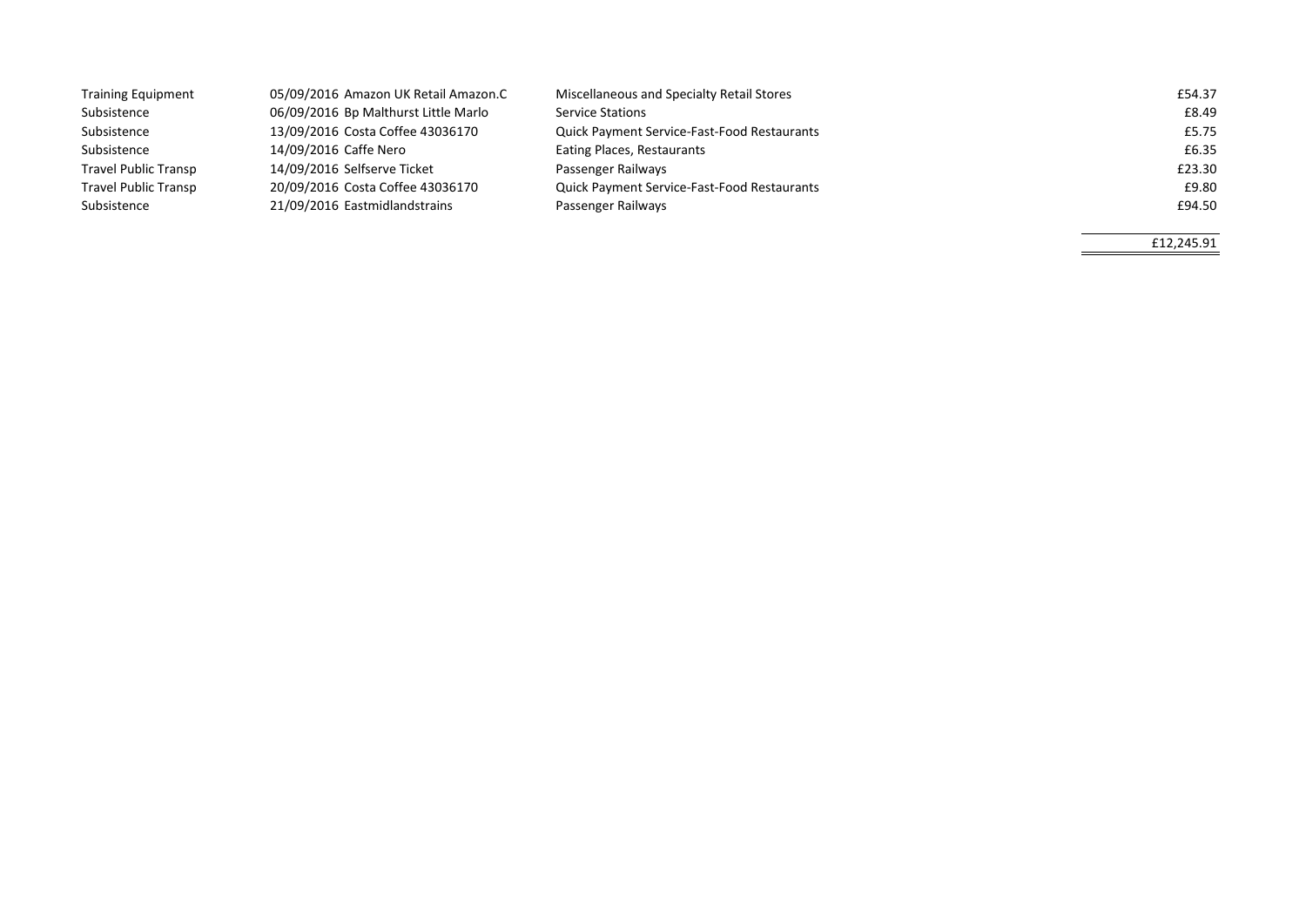| | | | | |
|---|---|---|---|---|
| Training Equipment | 05/09/2016 | Amazon UK Retail Amazon.C | Miscellaneous and Specialty Retail Stores | £54.37 |
| Subsistence | 06/09/2016 | Bp Malthurst Little Marlo | Service Stations | £8.49 |
| Subsistence | 13/09/2016 | Costa Coffee 43036170 | Quick Payment Service-Fast-Food Restaurants | £5.75 |
| Subsistence | 14/09/2016 | Caffe Nero | Eating Places, Restaurants | £6.35 |
| Travel Public Transp | 14/09/2016 | Selfserve Ticket | Passenger Railways | £23.30 |
| Travel Public Transp | 20/09/2016 | Costa Coffee 43036170 | Quick Payment Service-Fast-Food Restaurants | £9.80 |
| Subsistence | 21/09/2016 | Eastmidlandstrains | Passenger Railways | £94.50 |
| | | | | £12,245.91 |